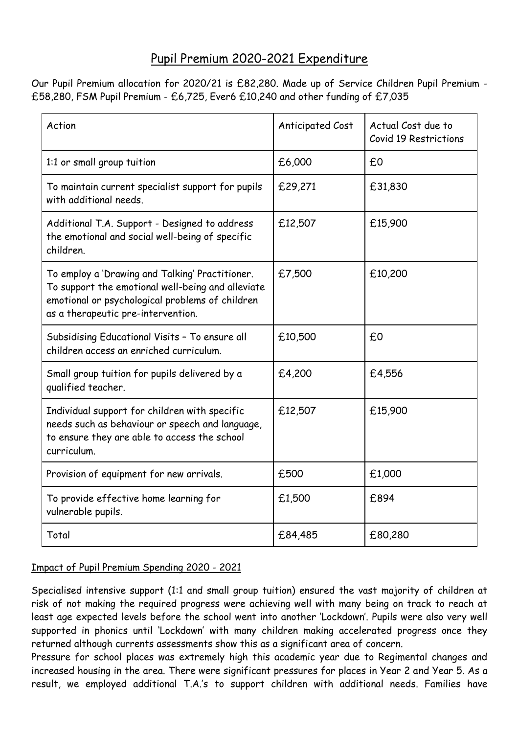# Pupil Premium 2020-2021 Expenditure

Our Pupil Premium allocation for 2020/21 is £82,280. Made up of Service Children Pupil Premium - £58,280, FSM Pupil Premium - £6,725, Ever6 £10,240 and other funding of £7,035

| Action | Anticipated Cost | Actual Cost due to Covid 19 Restrictions |
|---|---|---|
| 1:1 or small group tuition | £6,000 | £0 |
| To maintain current specialist support for pupils with additional needs. | £29,271 | £31,830 |
| Additional T.A. Support - Designed to address the emotional and social well-being of specific children. | £12,507 | £15,900 |
| To employ a 'Drawing and Talking' Practitioner. To support the emotional well-being and alleviate emotional or psychological problems of children as a therapeutic pre-intervention. | £7,500 | £10,200 |
| Subsidising Educational Visits – To ensure all children access an enriched curriculum. | £10,500 | £0 |
| Small group tuition for pupils delivered by a qualified teacher. | £4,200 | £4,556 |
| Individual support for children with specific needs such as behaviour or speech and language, to ensure they are able to access the school curriculum. | £12,507 | £15,900 |
| Provision of equipment for new arrivals. | £500 | £1,000 |
| To provide effective home learning for vulnerable pupils. | £1,500 | £894 |
| Total | £84,485 | £80,280 |

## Impact of Pupil Premium Spending 2020 - 2021

Specialised intensive support (1:1 and small group tuition) ensured the vast majority of children at risk of not making the required progress were achieving well with many being on track to reach at least age expected levels before the school went into another 'Lockdown'. Pupils were also very well supported in phonics until 'Lockdown' with many children making accelerated progress once they returned although currents assessments show this as a significant area of concern.

Pressure for school places was extremely high this academic year due to Regimental changes and increased housing in the area. There were significant pressures for places in Year 2 and Year 5. As a result, we employed additional T.A.'s to support children with additional needs. Families have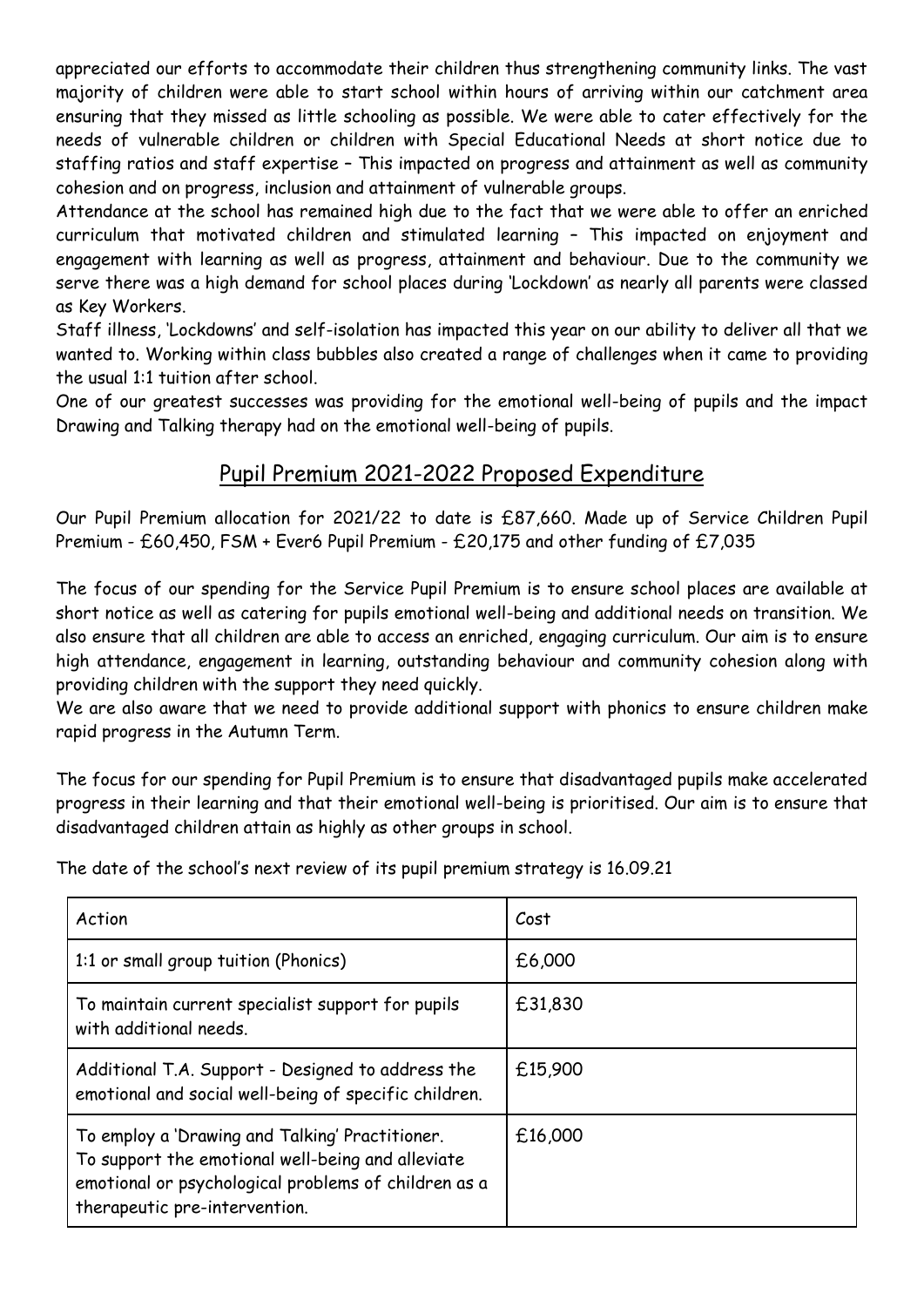appreciated our efforts to accommodate their children thus strengthening community links. The vast majority of children were able to start school within hours of arriving within our catchment area ensuring that they missed as little schooling as possible. We were able to cater effectively for the needs of vulnerable children or children with Special Educational Needs at short notice due to staffing ratios and staff expertise – This impacted on progress and attainment as well as community cohesion and on progress, inclusion and attainment of vulnerable groups.

Attendance at the school has remained high due to the fact that we were able to offer an enriched curriculum that motivated children and stimulated learning – This impacted on enjoyment and engagement with learning as well as progress, attainment and behaviour. Due to the community we serve there was a high demand for school places during 'Lockdown' as nearly all parents were classed as Key Workers.

Staff illness, 'Lockdowns' and self-isolation has impacted this year on our ability to deliver all that we wanted to. Working within class bubbles also created a range of challenges when it came to providing the usual 1:1 tuition after school.

One of our greatest successes was providing for the emotional well-being of pupils and the impact Drawing and Talking therapy had on the emotional well-being of pupils.

## Pupil Premium 2021-2022 Proposed Expenditure

Our Pupil Premium allocation for 2021/22 to date is £87,660. Made up of Service Children Pupil Premium - £60,450, FSM + Ever6 Pupil Premium - £20,175 and other funding of £7,035

The focus of our spending for the Service Pupil Premium is to ensure school places are available at short notice as well as catering for pupils emotional well-being and additional needs on transition. We also ensure that all children are able to access an enriched, engaging curriculum. Our aim is to ensure high attendance, engagement in learning, outstanding behaviour and community cohesion along with providing children with the support they need quickly.

We are also aware that we need to provide additional support with phonics to ensure children make rapid progress in the Autumn Term.

The focus for our spending for Pupil Premium is to ensure that disadvantaged pupils make accelerated progress in their learning and that their emotional well-being is prioritised. Our aim is to ensure that disadvantaged children attain as highly as other groups in school.

The date of the school's next review of its pupil premium strategy is 16.09.21

| Action | Cost |
| --- | --- |
| 1:1 or small group tuition (Phonics) | £6,000 |
| To maintain current specialist support for pupils with additional needs. | £31,830 |
| Additional T.A. Support - Designed to address the emotional and social well-being of specific children. | £15,900 |
| To employ a 'Drawing and Talking' Practitioner. To support the emotional well-being and alleviate emotional or psychological problems of children as a therapeutic pre-intervention. | £16,000 |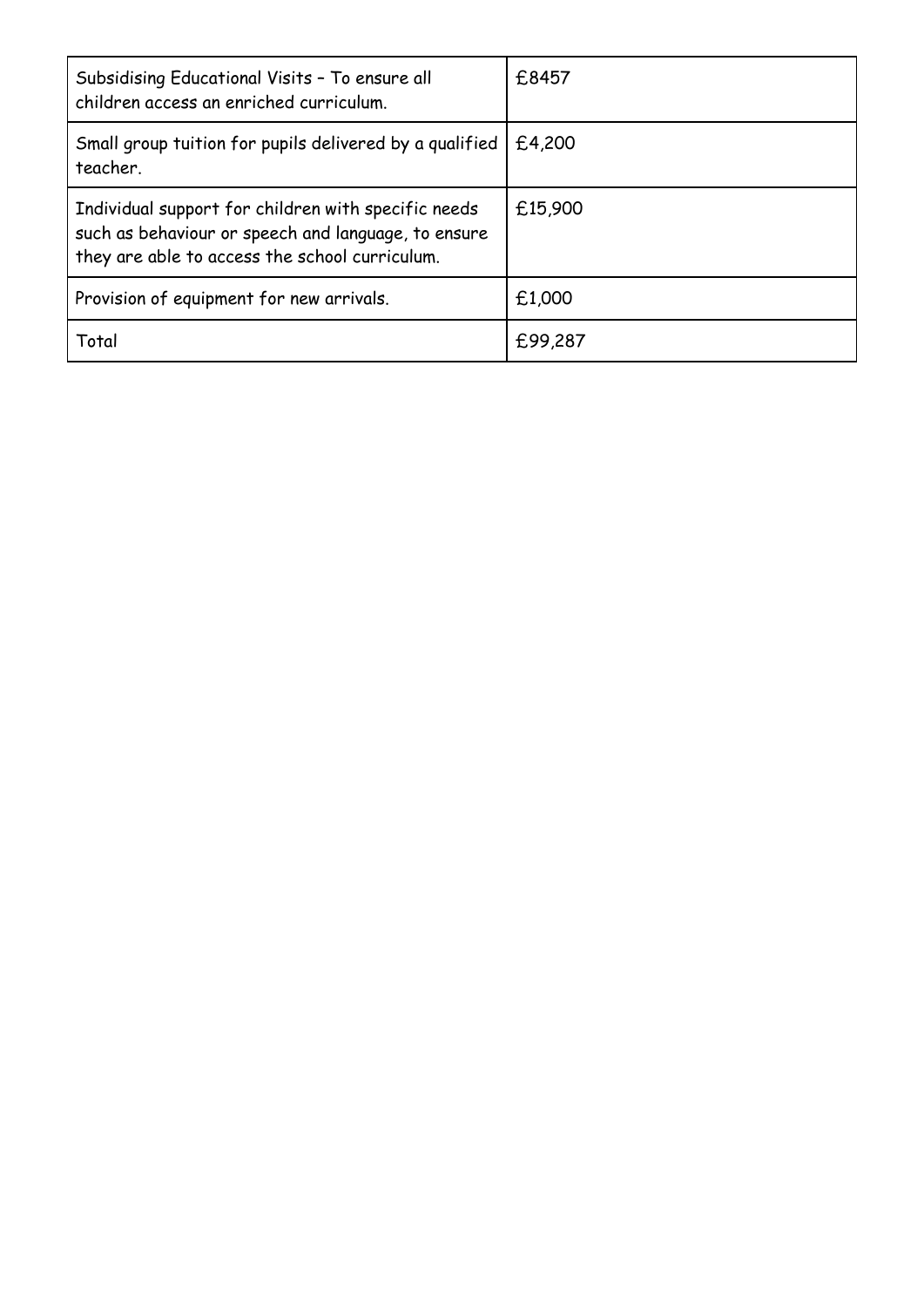| | |
|---|---|
| Subsidising Educational Visits – To ensure all children access an enriched curriculum. | £8457 |
| Small group tuition for pupils delivered by a qualified teacher. | £4,200 |
| Individual support for children with specific needs such as behaviour or speech and language, to ensure they are able to access the school curriculum. | £15,900 |
| Provision of equipment for new arrivals. | £1,000 |
| Total | £99,287 |